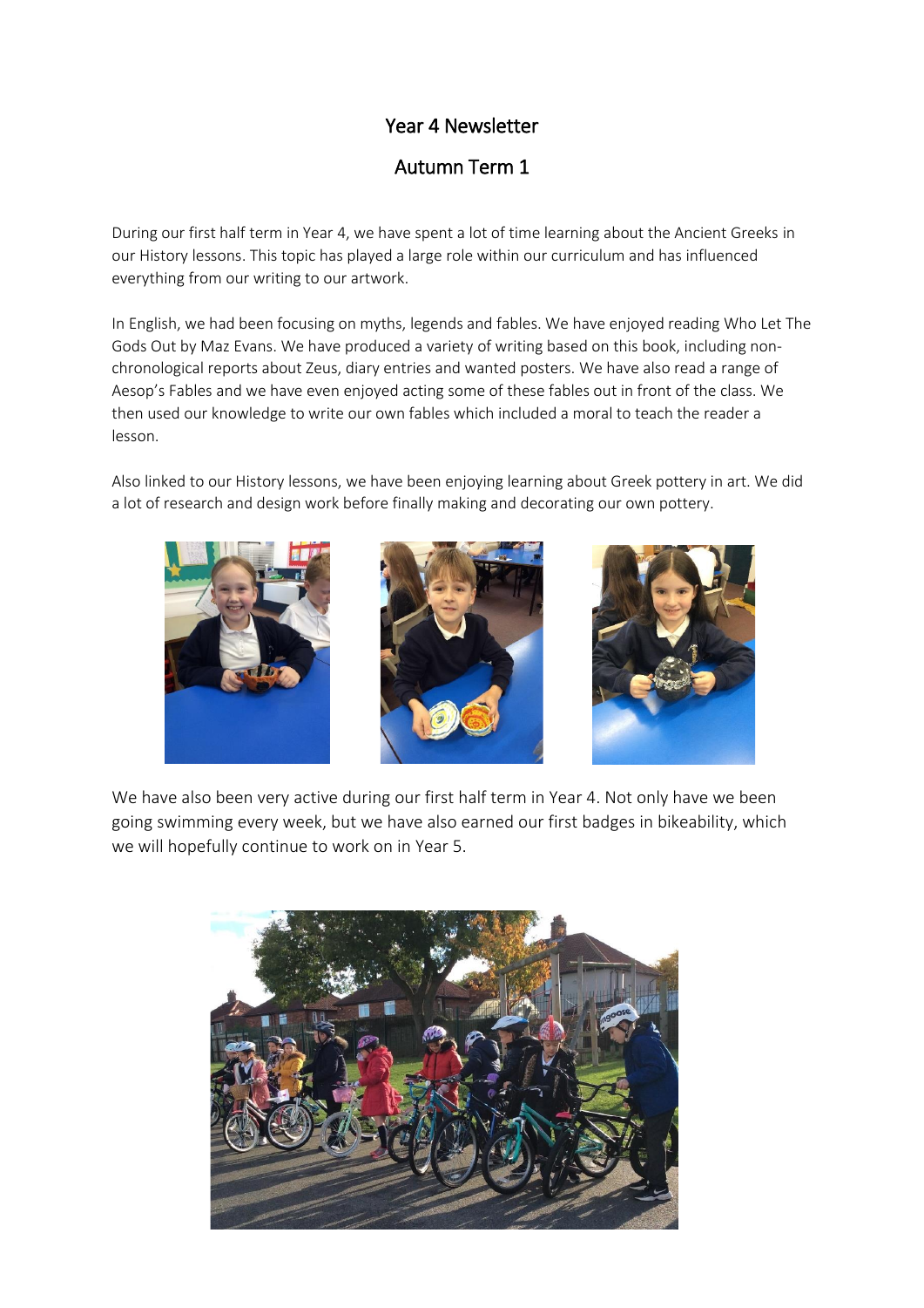# Year 4 Newsletter

## Autumn Term 1

During our first half term in Year 4, we have spent a lot of time learning about the Ancient Greeks in our History lessons. This topic has played a large role within our curriculum and has influenced everything from our writing to our artwork.

In English, we had been focusing on myths, legends and fables. We have enjoyed reading Who Let The Gods Out by Maz Evans. We have produced a variety of writing based on this book, including non-chronological reports about Zeus, diary entries and wanted posters. We have also read a range of Aesop's Fables and we have even enjoyed acting some of these fables out in front of the class. We then used our knowledge to write our own fables which included a moral to teach the reader a lesson.

Also linked to our History lessons, we have been enjoying learning about Greek pottery in art. We did a lot of research and design work before finally making and decorating our own pottery.

We have also been very active during our first half term in Year 4. Not only have we been going swimming every week, but we have also earned our first badges in bikeability, which we will hopefully continue to work on in Year 5.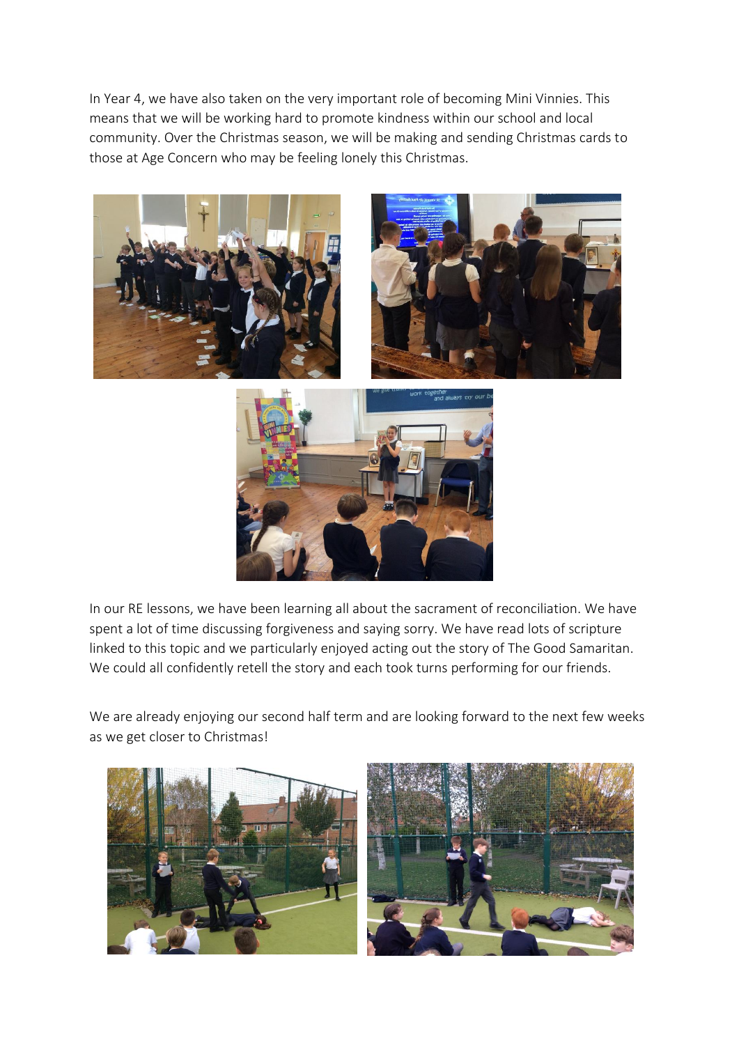In Year 4, we have also taken on the very important role of becoming Mini Vinnies. This means that we will be working hard to promote kindness within our school and local community. Over the Christmas season, we will be making and sending Christmas cards to those at Age Concern who may be feeling lonely this Christmas.

In our RE lessons, we have been learning all about the sacrament of reconciliation. We have spent a lot of time discussing forgiveness and saying sorry. We have read lots of scripture linked to this topic and we particularly enjoyed acting out the story of The Good Samaritan. We could all confidently retell the story and each took turns performing for our friends.

We are already enjoying our second half term and are looking forward to the next few weeks as we get closer to Christmas!